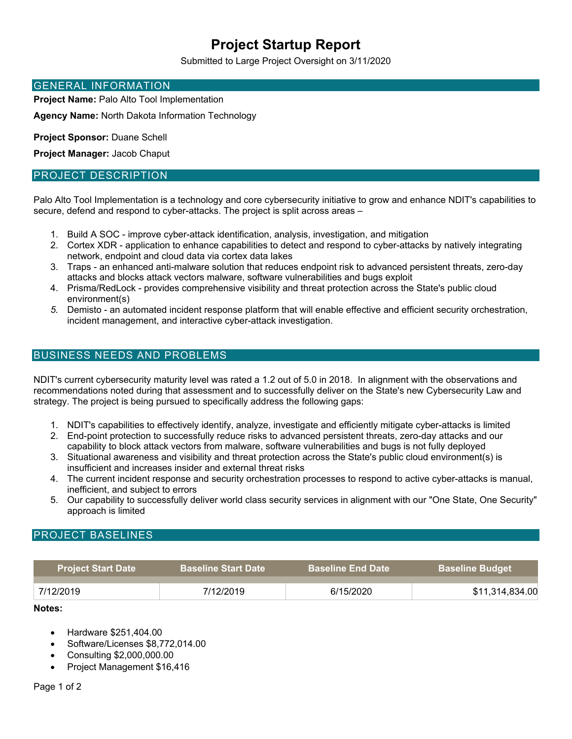# Project Startup Report

Submitted to Large Project Oversight on 3/11/2020

## GENERAL INFORMATION

**Project Name:** Palo Alto Tool Implementation

**Agency Name:** North Dakota Information Technology

**Project Sponsor:** Duane Schell

**Project Manager:** Jacob Chaput

## PROJECT DESCRIPTION

Palo Alto Tool Implementation is a technology and core cybersecurity initiative to grow and enhance NDIT's capabilities to secure, defend and respond to cyber-attacks. The project is split across areas –

1. Build A SOC - improve cyber-attack identification, analysis, investigation, and mitigation
2. Cortex XDR - application to enhance capabilities to detect and respond to cyber-attacks by natively integrating network, endpoint and cloud data via cortex data lakes
3. Traps - an enhanced anti-malware solution that reduces endpoint risk to advanced persistent threats, zero-day attacks and blocks attack vectors malware, software vulnerabilities and bugs exploit
4. Prisma/RedLock - provides comprehensive visibility and threat protection across the State's public cloud environment(s)
5. Demisto - an automated incident response platform that will enable effective and efficient security orchestration, incident management, and interactive cyber-attack investigation.

## BUSINESS NEEDS AND PROBLEMS

NDIT's current cybersecurity maturity level was rated a 1.2 out of 5.0 in 2018. In alignment with the observations and recommendations noted during that assessment and to successfully deliver on the State's new Cybersecurity Law and strategy. The project is being pursued to specifically address the following gaps:

1. NDIT's capabilities to effectively identify, analyze, investigate and efficiently mitigate cyber-attacks is limited
2. End-point protection to successfully reduce risks to advanced persistent threats, zero-day attacks and our capability to block attack vectors from malware, software vulnerabilities and bugs is not fully deployed
3. Situational awareness and visibility and threat protection across the State's public cloud environment(s) is insufficient and increases insider and external threat risks
4. The current incident response and security orchestration processes to respond to active cyber-attacks is manual, inefficient, and subject to errors
5. Our capability to successfully deliver world class security services in alignment with our "One State, One Security" approach is limited

## PROJECT BASELINES

| Project Start Date | Baseline Start Date | Baseline End Date | Baseline Budget |
|---|---|---|---|
| 7/12/2019 | 7/12/2019 | 6/15/2020 | $11,314,834.00 |

**Notes:**

- Hardware $251,404.00
- Software/Licenses $8,772,014.00
- Consulting $2,000,000.00
- Project Management $16,416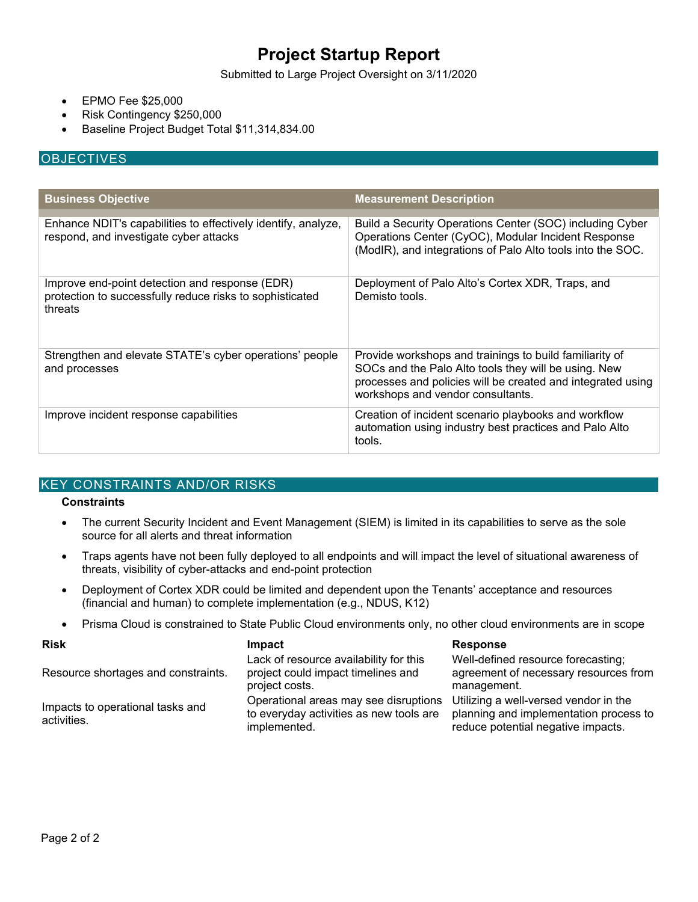# Project Startup Report

Submitted to Large Project Oversight on 3/11/2020

- EPMO Fee $25,000
- Risk Contingency $250,000
- Baseline Project Budget Total $11,314,834.00

## OBJECTIVES

| Business Objective | Measurement Description |
| --- | --- |
| Enhance NDIT's capabilities to effectively identify, analyze, respond, and investigate cyber attacks | Build a Security Operations Center (SOC) including Cyber Operations Center (CyOC), Modular Incident Response (ModIR), and integrations of Palo Alto tools into the SOC. |
| Improve end-point detection and response (EDR) protection to successfully reduce risks to sophisticated threats | Deployment of Palo Alto's Cortex XDR, Traps, and Demisto tools. |
| Strengthen and elevate STATE's cyber operations' people and processes | Provide workshops and trainings to build familiarity of SOCs and the Palo Alto tools they will be using. New processes and policies will be created and integrated using workshops and vendor consultants. |
| Improve incident response capabilities | Creation of incident scenario playbooks and workflow automation using industry best practices and Palo Alto tools. |

## KEY CONSTRAINTS AND/OR RISKS

**Constraints**

- The current Security Incident and Event Management (SIEM) is limited in its capabilities to serve as the sole source for all alerts and threat information
- Traps agents have not been fully deployed to all endpoints and will impact the level of situational awareness of threats, visibility of cyber-attacks and end-point protection
- Deployment of Cortex XDR could be limited and dependent upon the Tenants' acceptance and resources (financial and human) to complete implementation (e.g., NDUS, K12)
- Prisma Cloud is constrained to State Public Cloud environments only, no other cloud environments are in scope

| Risk | Impact | Response |
| --- | --- | --- |
| Resource shortages and constraints. | Lack of resource availability for this project could impact timelines and project costs. | Well-defined resource forecasting; agreement of necessary resources from management. |
| Impacts to operational tasks and activities. | Operational areas may see disruptions to everyday activities as new tools are implemented. | Utilizing a well-versed vendor in the planning and implementation process to reduce potential negative impacts. |